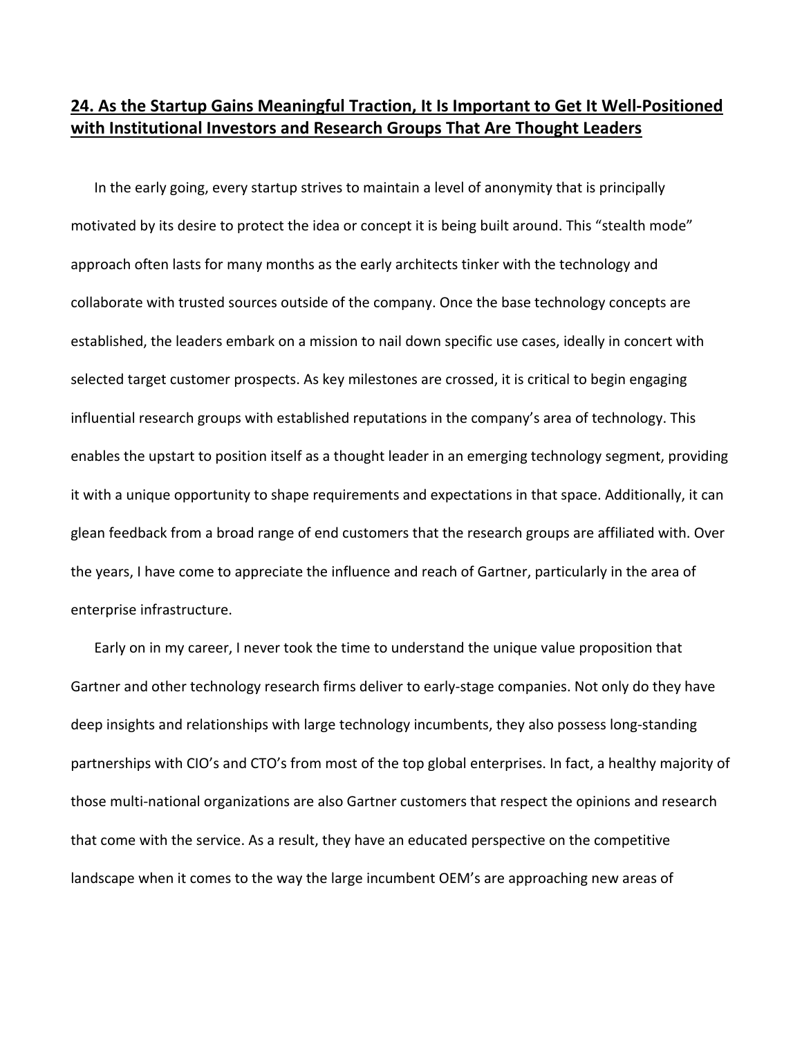## 24. As the Startup Gains Meaningful Traction, It Is Important to Get It Well-Positioned with Institutional Investors and Research Groups That Are Thought Leaders

In the early going, every startup strives to maintain a level of anonymity that is principally motivated by its desire to protect the idea or concept it is being built around. This "stealth mode" approach often lasts for many months as the early architects tinker with the technology and collaborate with trusted sources outside of the company. Once the base technology concepts are established, the leaders embark on a mission to nail down specific use cases, ideally in concert with selected target customer prospects. As key milestones are crossed, it is critical to begin engaging influential research groups with established reputations in the company's area of technology. This enables the upstart to position itself as a thought leader in an emerging technology segment, providing it with a unique opportunity to shape requirements and expectations in that space. Additionally, it can glean feedback from a broad range of end customers that the research groups are affiliated with. Over the years, I have come to appreciate the influence and reach of Gartner, particularly in the area of enterprise infrastructure.

Early on in my career, I never took the time to understand the unique value proposition that Gartner and other technology research firms deliver to early-stage companies. Not only do they have deep insights and relationships with large technology incumbents, they also possess long-standing partnerships with CIO's and CTO's from most of the top global enterprises. In fact, a healthy majority of those multi-national organizations are also Gartner customers that respect the opinions and research that come with the service. As a result, they have an educated perspective on the competitive landscape when it comes to the way the large incumbent OEM's are approaching new areas of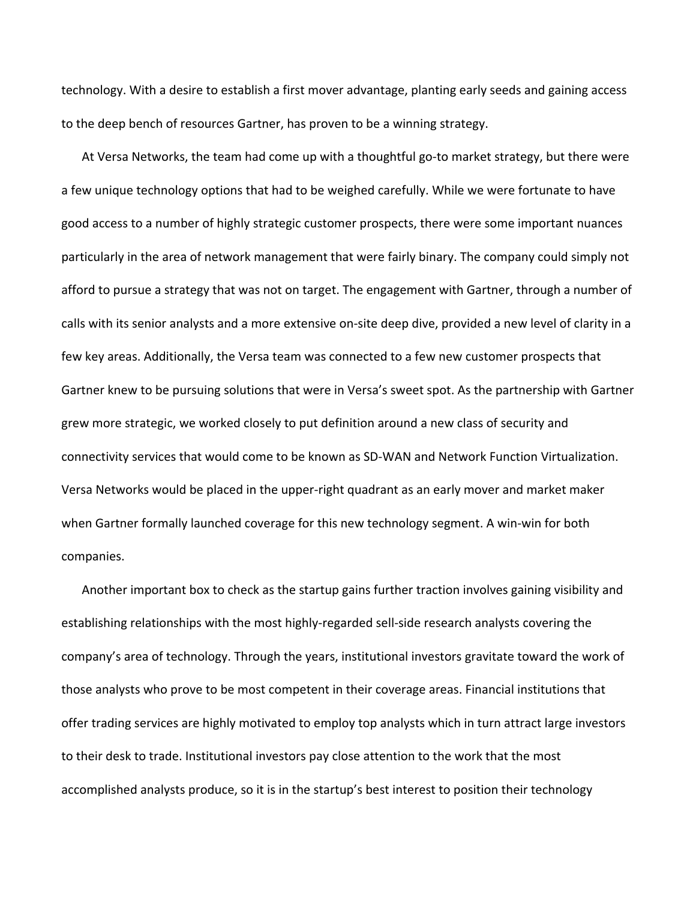technology. With a desire to establish a first mover advantage, planting early seeds and gaining access to the deep bench of resources Gartner, has proven to be a winning strategy.

At Versa Networks, the team had come up with a thoughtful go-to market strategy, but there were a few unique technology options that had to be weighed carefully. While we were fortunate to have good access to a number of highly strategic customer prospects, there were some important nuances particularly in the area of network management that were fairly binary. The company could simply not afford to pursue a strategy that was not on target. The engagement with Gartner, through a number of calls with its senior analysts and a more extensive on-site deep dive, provided a new level of clarity in a few key areas. Additionally, the Versa team was connected to a few new customer prospects that Gartner knew to be pursuing solutions that were in Versa's sweet spot. As the partnership with Gartner grew more strategic, we worked closely to put definition around a new class of security and connectivity services that would come to be known as SD-WAN and Network Function Virtualization. Versa Networks would be placed in the upper-right quadrant as an early mover and market maker when Gartner formally launched coverage for this new technology segment. A win-win for both companies.

Another important box to check as the startup gains further traction involves gaining visibility and establishing relationships with the most highly-regarded sell-side research analysts covering the company's area of technology. Through the years, institutional investors gravitate toward the work of those analysts who prove to be most competent in their coverage areas. Financial institutions that offer trading services are highly motivated to employ top analysts which in turn attract large investors to their desk to trade. Institutional investors pay close attention to the work that the most accomplished analysts produce, so it is in the startup's best interest to position their technology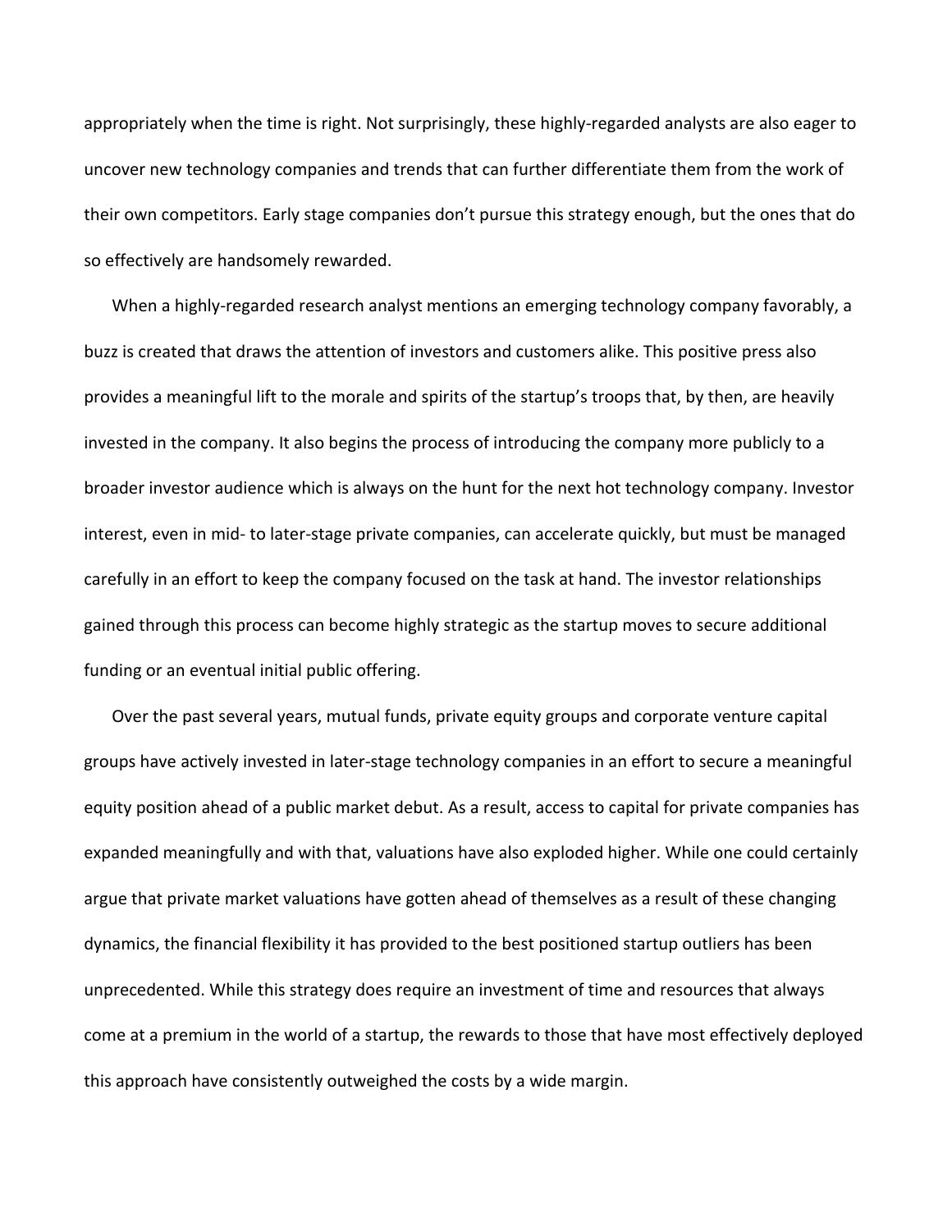appropriately when the time is right. Not surprisingly, these highly-regarded analysts are also eager to uncover new technology companies and trends that can further differentiate them from the work of their own competitors. Early stage companies don't pursue this strategy enough, but the ones that do so effectively are handsomely rewarded.

When a highly-regarded research analyst mentions an emerging technology company favorably, a buzz is created that draws the attention of investors and customers alike. This positive press also provides a meaningful lift to the morale and spirits of the startup's troops that, by then, are heavily invested in the company. It also begins the process of introducing the company more publicly to a broader investor audience which is always on the hunt for the next hot technology company. Investor interest, even in mid- to later-stage private companies, can accelerate quickly, but must be managed carefully in an effort to keep the company focused on the task at hand. The investor relationships gained through this process can become highly strategic as the startup moves to secure additional funding or an eventual initial public offering.

Over the past several years, mutual funds, private equity groups and corporate venture capital groups have actively invested in later-stage technology companies in an effort to secure a meaningful equity position ahead of a public market debut. As a result, access to capital for private companies has expanded meaningfully and with that, valuations have also exploded higher. While one could certainly argue that private market valuations have gotten ahead of themselves as a result of these changing dynamics, the financial flexibility it has provided to the best positioned startup outliers has been unprecedented. While this strategy does require an investment of time and resources that always come at a premium in the world of a startup, the rewards to those that have most effectively deployed this approach have consistently outweighed the costs by a wide margin.